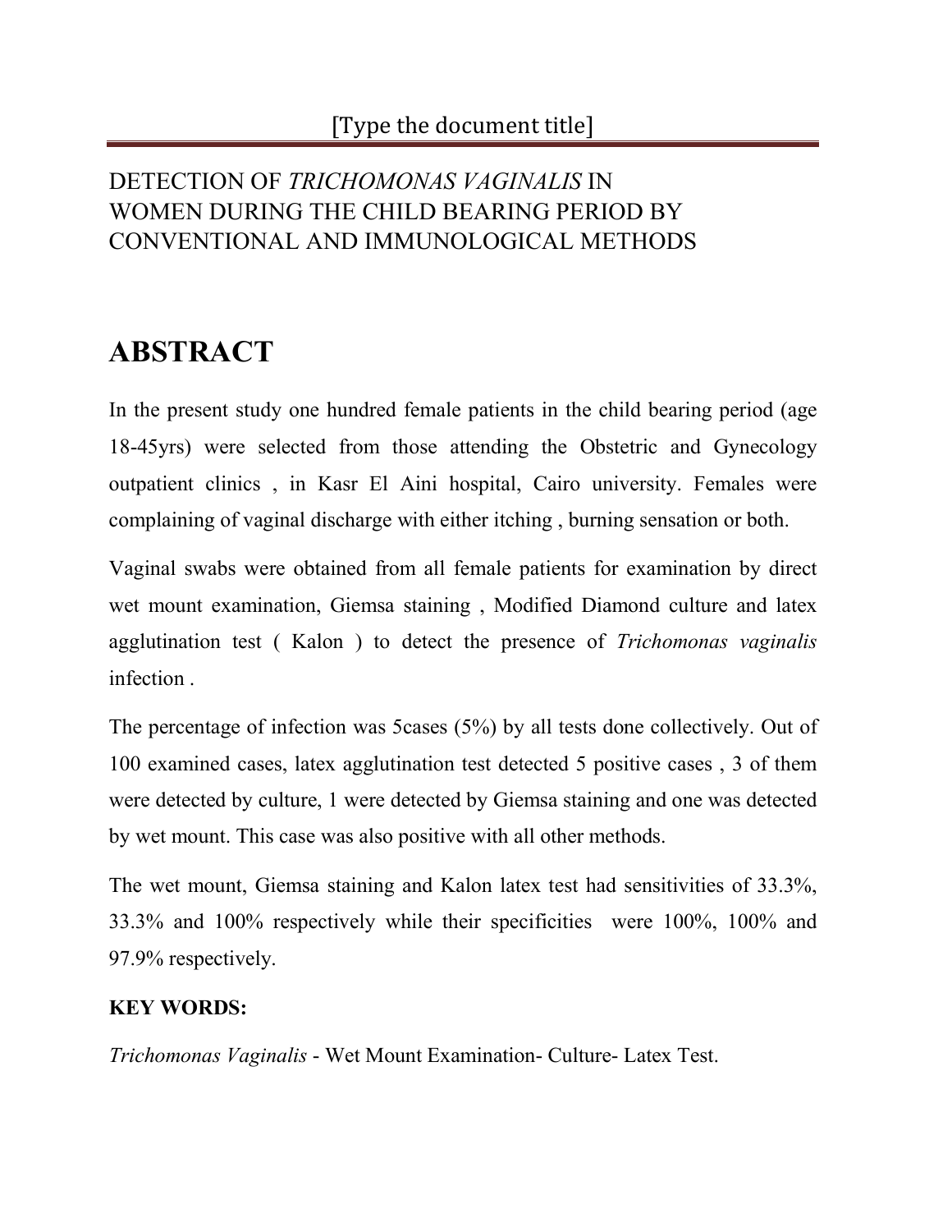# DETECTION OF *TRICHOMONAS VAGINALIS* IN WOMEN DURING THE CHILD BEARING PERIOD BY CONVENTIONAL AND IMMUNOLOGICAL METHODS

## ABSTRACT

In the present study one hundred female patients in the child bearing period (age 18-45yrs) were selected from those attending the Obstetric and Gynecology outpatient clinics , in Kasr El Aini hospital, Cairo university. Females were complaining of vaginal discharge with either itching , burning sensation or both.

Vaginal swabs were obtained from all female patients for examination by direct wet mount examination, Giemsa staining , Modified Diamond culture and latex agglutination test ( Kalon ) to detect the presence of *Trichomonas vaginalis* infection .

The percentage of infection was 5cases (5%) by all tests done collectively. Out of 100 examined cases, latex agglutination test detected 5 positive cases , 3 of them were detected by culture, 1 were detected by Giemsa staining and one was detected by wet mount. This case was also positive with all other methods.

The wet mount, Giemsa staining and Kalon latex test had sensitivities of 33.3%, 33.3% and 100% respectively while their specificities were 100%, 100% and 97.9% respectively.

**KEY WORDS:**

*Trichomonas Vaginalis* - Wet Mount Examination- Culture- Latex Test.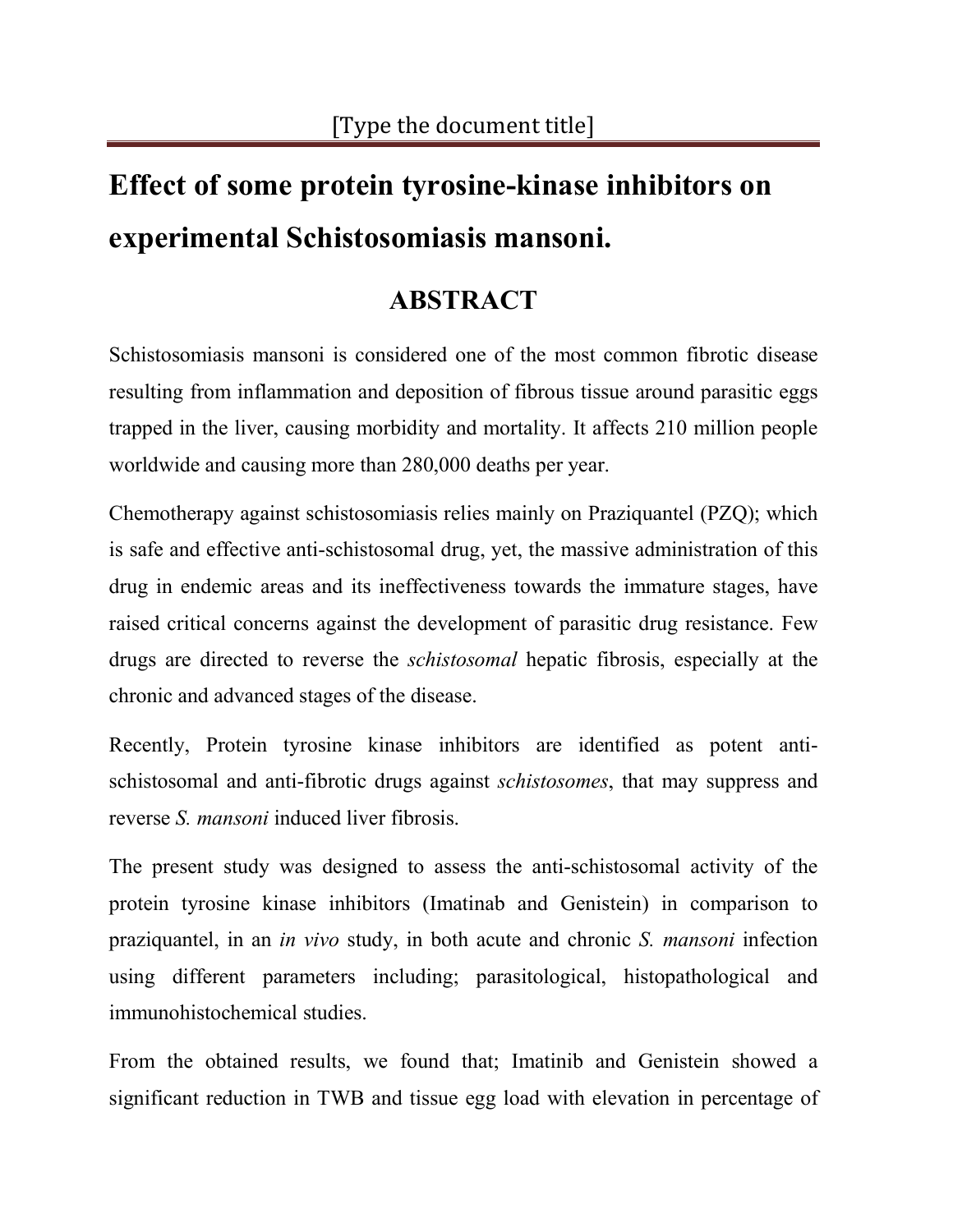# Effect of some protein tyrosine-kinase inhibitors on experimental Schistosomiasis mansoni.

## ABSTRACT

Schistosomiasis mansoni is considered one of the most common fibrotic disease resulting from inflammation and deposition of fibrous tissue around parasitic eggs trapped in the liver, causing morbidity and mortality. It affects 210 million people worldwide and causing more than 280,000 deaths per year.

Chemotherapy against schistosomiasis relies mainly on Praziquantel (PZQ); which is safe and effective anti-schistosomal drug, yet, the massive administration of this drug in endemic areas and its ineffectiveness towards the immature stages, have raised critical concerns against the development of parasitic drug resistance. Few drugs are directed to reverse the *schistosomal* hepatic fibrosis, especially at the chronic and advanced stages of the disease.

Recently, Protein tyrosine kinase inhibitors are identified as potent anti-schistosomal and anti-fibrotic drugs against *schistosomes*, that may suppress and reverse *S. mansoni* induced liver fibrosis.

The present study was designed to assess the anti-schistosomal activity of the protein tyrosine kinase inhibitors (Imatinab and Genistein) in comparison to praziquantel, in an *in vivo* study, in both acute and chronic *S. mansoni* infection using different parameters including; parasitological, histopathological and immunohistochemical studies.

From the obtained results, we found that; Imatinib and Genistein showed a significant reduction in TWB and tissue egg load with elevation in percentage of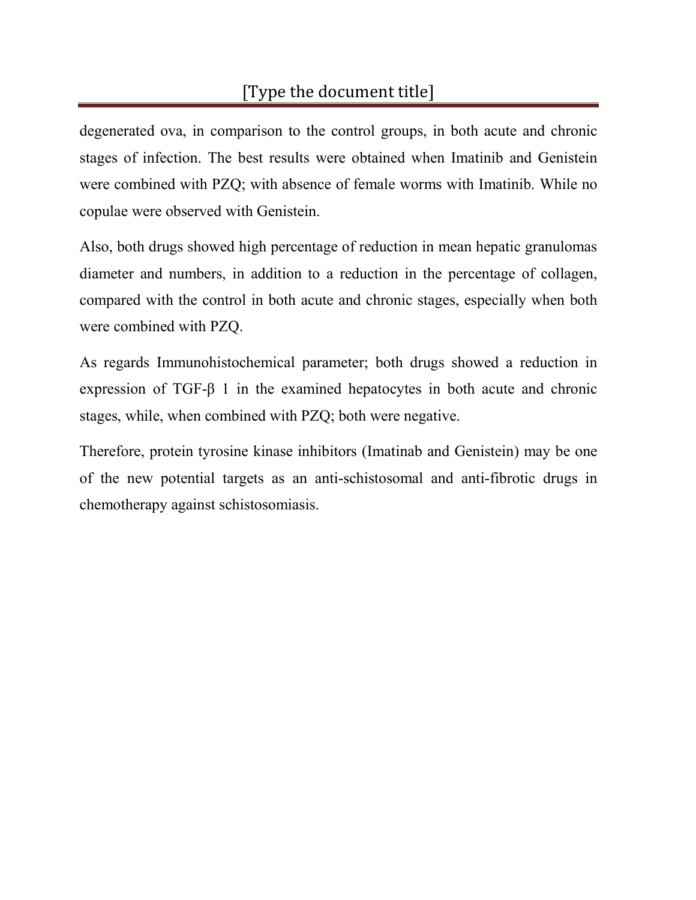degenerated ova, in comparison to the control groups, in both acute and chronic stages of infection. The best results were obtained when Imatinib and Genistein were combined with PZQ; with absence of female worms with Imatinib. While no copulae were observed with Genistein.

Also, both drugs showed high percentage of reduction in mean hepatic granulomas diameter and numbers, in addition to a reduction in the percentage of collagen, compared with the control in both acute and chronic stages, especially when both were combined with PZQ.

As regards Immunohistochemical parameter; both drugs showed a reduction in expression of TGF-β 1 in the examined hepatocytes in both acute and chronic stages, while, when combined with PZQ; both were negative.

Therefore, protein tyrosine kinase inhibitors (Imatinab and Genistein) may be one of the new potential targets as an anti-schistosomal and anti-fibrotic drugs in chemotherapy against schistosomiasis.